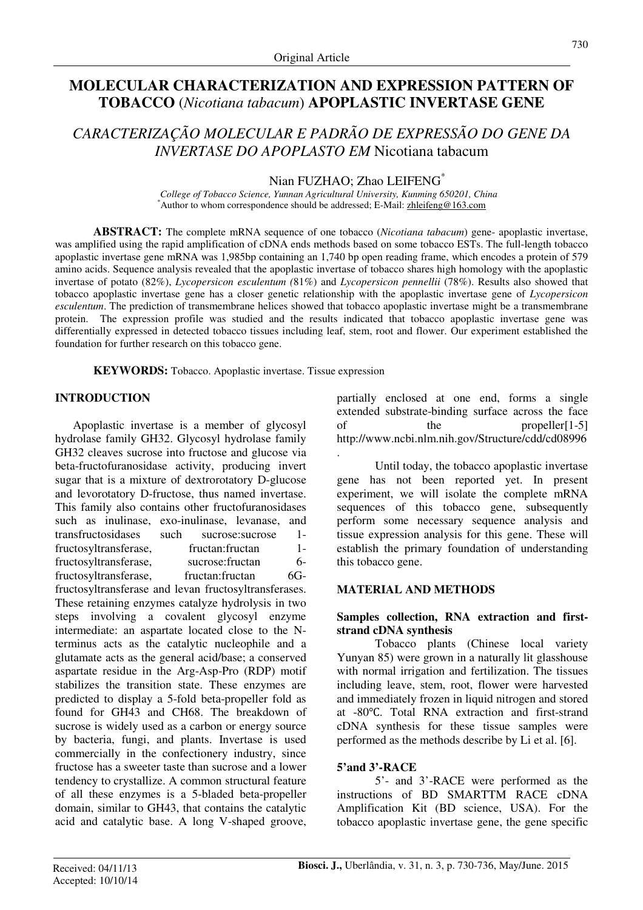Original Article

# MOLECULAR CHARACTERIZATION AND EXPRESSION PATTERN OF TOBACCO (*Nicotiana tabacum*) APOPLASTIC INVERTASE GENE

## *CARACTERIZAÇÃO MOLECULAR E PADRÃO DE EXPRESSÃO DO GENE DA INVERTASE DO APOPLASTO EM* Nicotiana tabacum

Nian FUZHAO; Zhao LEIFENG*

*College of Tobacco Science, Yunnan Agricultural University, Kunming 650201, China*
*Author to whom correspondence should be addressed; E-Mail: zhleifeng@163.com

**ABSTRACT:** The complete mRNA sequence of one tobacco (*Nicotiana tabacum*) gene- apoplastic invertase, was amplified using the rapid amplification of cDNA ends methods based on some tobacco ESTs. The full-length tobacco apoplastic invertase gene mRNA was 1,985bp containing an 1,740 bp open reading frame, which encodes a protein of 579 amino acids. Sequence analysis revealed that the apoplastic invertase of tobacco shares high homology with the apoplastic invertase of potato (82%), *Lycopersicon esculentum (*81%) and *Lycopersicon pennellii* (78%). Results also showed that tobacco apoplastic invertase gene has a closer genetic relationship with the apoplastic invertase gene of *Lycopersicon esculentum*. The prediction of transmembrane helices showed that tobacco apoplastic invertase might be a transmembrane protein. The expression profile was studied and the results indicated that tobacco apoplastic invertase gene was differentially expressed in detected tobacco tissues including leaf, stem, root and flower. Our experiment established the foundation for further research on this tobacco gene.

**KEYWORDS:** Tobacco. Apoplastic invertase. Tissue expression

## INTRODUCTION

Apoplastic invertase is a member of glycosyl hydrolase family GH32. Glycosyl hydrolase family GH32 cleaves sucrose into fructose and glucose via beta-fructofuranosidase activity, producing invert sugar that is a mixture of dextrorotatory D-glucose and levorotatory D-fructose, thus named invertase. This family also contains other fructofuranosidases such as inulinase, exo-inulinase, levanase, and transfructosidases such sucrose:sucrose 1-fructosyltransferase, fructan:fructan 1-fructosyltransferase, sucrose:fructan 6-fructosyltransferase, fructan:fructan 6G-fructosyltransferase and levan fructosyltransferases. These retaining enzymes catalyze hydrolysis in two steps involving a covalent glycosyl enzyme intermediate: an aspartate located close to the N-terminus acts as the catalytic nucleophile and a glutamate acts as the general acid/base; a conserved aspartate residue in the Arg-Asp-Pro (RDP) motif stabilizes the transition state. These enzymes are predicted to display a 5-fold beta-propeller fold as found for GH43 and CH68. The breakdown of sucrose is widely used as a carbon or energy source by bacteria, fungi, and plants. Invertase is used commercially in the confectionery industry, since fructose has a sweeter taste than sucrose and a lower tendency to crystallize. A common structural feature of all these enzymes is a 5-bladed beta-propeller domain, similar to GH43, that contains the catalytic acid and catalytic base. A long V-shaped groove, partially enclosed at one end, forms a single extended substrate-binding surface across the face of the propeller[1-5] http://www.ncbi.nlm.nih.gov/Structure/cdd/cd08996.

Until today, the tobacco apoplastic invertase gene has not been reported yet. In present experiment, we will isolate the complete mRNA sequences of this tobacco gene, subsequently perform some necessary sequence analysis and tissue expression analysis for this gene. These will establish the primary foundation of understanding this tobacco gene.

## MATERIAL AND METHODS

### Samples collection, RNA extraction and first-strand cDNA synthesis

Tobacco plants (Chinese local variety Yunyan 85) were grown in a naturally lit glasshouse with normal irrigation and fertilization. The tissues including leave, stem, root, flower were harvested and immediately frozen in liquid nitrogen and stored at -80℃. Total RNA extraction and first-strand cDNA synthesis for these tissue samples were performed as the methods describe by Li et al. [6].

### 5'and 3'-RACE

5'- and 3'-RACE were performed as the instructions of BD SMARTTM RACE cDNA Amplification Kit (BD science, USA). For the tobacco apoplastic invertase gene, the gene specific

Received: 04/11/13
Accepted: 10/10/14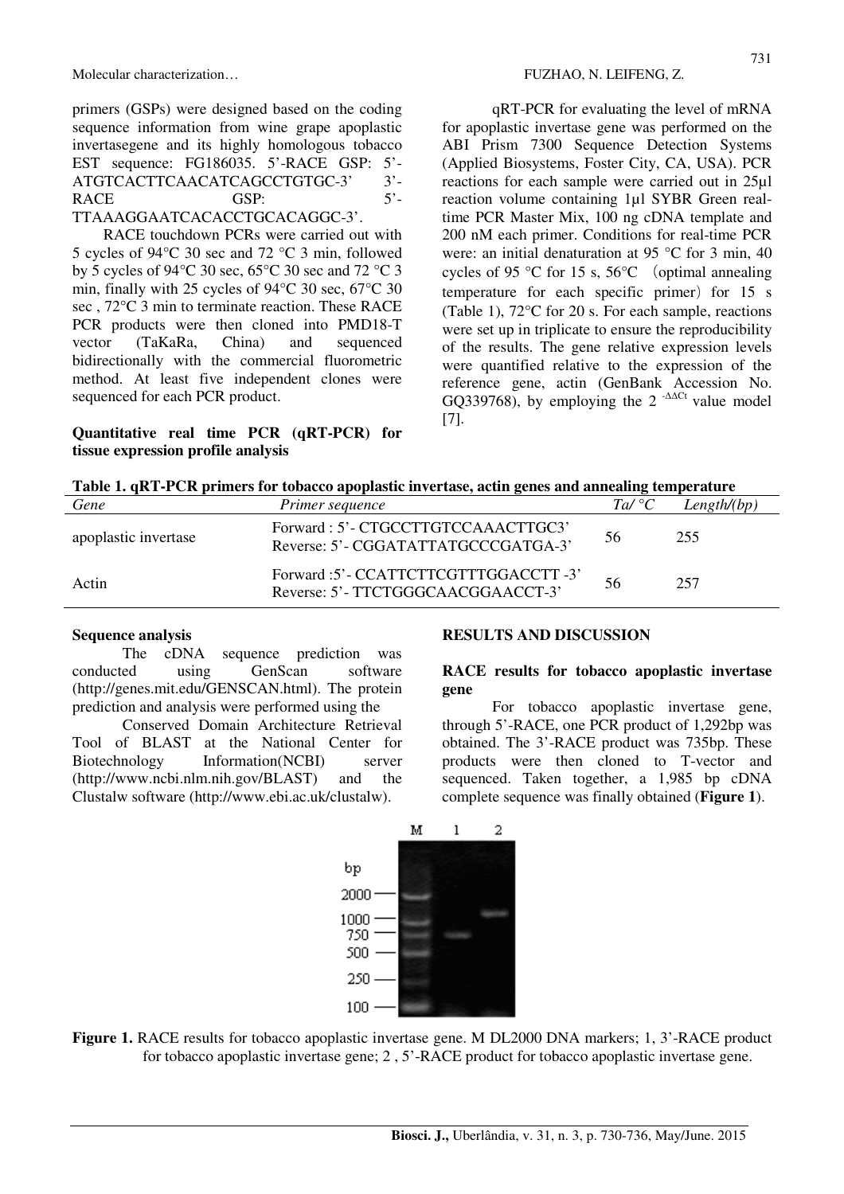primers (GSPs) were designed based on the coding sequence information from wine grape apoplastic invertasegene and its highly homologous tobacco EST sequence: FG186035. 5'-RACE GSP: 5'-ATGTCACTTCAACATCAGCCTGTGC-3' 3'-RACE GSP: 5'-TTAAAGGAATCACACCTGCACAGGC-3'.

RACE touchdown PCRs were carried out with 5 cycles of 94°C 30 sec and 72 °C 3 min, followed by 5 cycles of 94°C 30 sec, 65°C 30 sec and 72 °C 3 min, finally with 25 cycles of 94°C 30 sec, 67°C 30 sec , 72°C 3 min to terminate reaction. These RACE PCR products were then cloned into PMD18-T vector (TaKaRa, China) and sequenced bidirectionally with the commercial fluorometric method. At least five independent clones were sequenced for each PCR product.

**Quantitative real time PCR (qRT-PCR) for tissue expression profile analysis**

qRT-PCR for evaluating the level of mRNA for apoplastic invertase gene was performed on the ABI Prism 7300 Sequence Detection Systems (Applied Biosystems, Foster City, CA, USA). PCR reactions for each sample were carried out in 25μl reaction volume containing 1μl SYBR Green real-time PCR Master Mix, 100 ng cDNA template and 200 nM each primer. Conditions for real-time PCR were: an initial denaturation at 95 °C for 3 min, 40 cycles of 95 °C for 15 s, 56°C （optimal annealing temperature for each specific primer）for 15 s (Table 1), 72°C for 20 s. For each sample, reactions were set up in triplicate to ensure the reproducibility of the results. The gene relative expression levels were quantified relative to the expression of the reference gene, actin (GenBank Accession No. GQ339768), by employing the $2^{-\Delta\Delta Ct}$ value model [7].

**Table 1.** qRT-PCR primers for tobacco apoplastic invertase, actin genes and annealing temperature

| *Gene* | *Primer sequence* | *Ta/ °C* | *Length/(bp)* |
|---|---|---|---|
| apoplastic invertase | Forward : 5'- CTGCCTTGTCCAAACTTGC3'<br>Reverse: 5'- CGGATATTATGCCCGATGA-3' | 56 | 255 |
| Actin | Forward :5'- CCATTCTTCGTTTGGACCTT -3'<br>Reverse: 5'- TTCTGGGCAACGGAACCT-3' | 56 | 257 |

**Sequence analysis**

The cDNA sequence prediction was conducted using GenScan software (http://genes.mit.edu/GENSCAN.html). The protein prediction and analysis were performed using the

Conserved Domain Architecture Retrieval Tool of BLAST at the National Center for Biotechnology Information(NCBI) server (http://www.ncbi.nlm.nih.gov/BLAST) and the Clustalw software (http://www.ebi.ac.uk/clustalw).

## RESULTS AND DISCUSSION

**RACE results for tobacco apoplastic invertase gene**

For tobacco apoplastic invertase gene, through 5'-RACE, one PCR product of 1,292bp was obtained. The 3'-RACE product was 735bp. These products were then cloned to T-vector and sequenced. Taken together, a 1,985 bp cDNA complete sequence was finally obtained (**Figure 1**).

**Figure 1.** RACE results for tobacco apoplastic invertase gene. M DL2000 DNA markers; 1, 3'-RACE product for tobacco apoplastic invertase gene; 2 , 5'-RACE product for tobacco apoplastic invertase gene.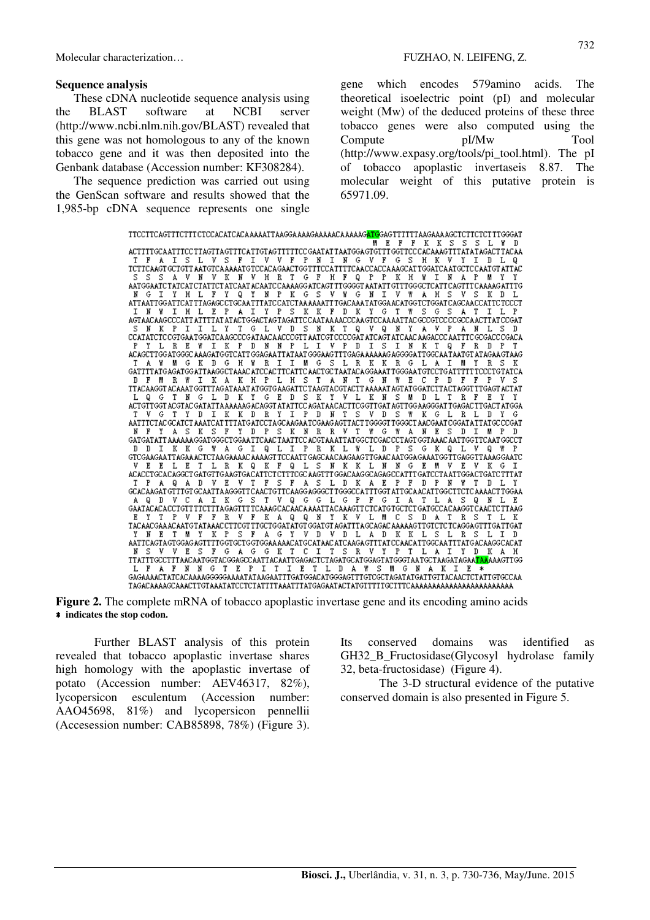### Sequence analysis

These cDNA nucleotide sequence analysis using the BLAST software at NCBI server (http://www.ncbi.nlm.nih.gov/BLAST) revealed that this gene was not homologous to any of the known tobacco gene and it was then deposited into the Genbank database (Accession number: KF308284).

The sequence prediction was carried out using the GenScan software and results showed that the 1,985-bp cDNA sequence represents one single gene which encodes 579amino acids. The theoretical isoelectric point (pI) and molecular weight (Mw) of the deduced proteins of these three tobacco genes were also computed using the Compute pI/Mw Tool (http://www.expasy.org/tools/pi_tool.html). The pI of tobacco apoplastic invertaseis 8.87. The molecular weight of this putative protein is 65971.09.

```
TTCCTTCAGTTTCTTTCTCCACATCACAAAAATTAAGGAAAAGAAAAACAAAAAGATGGAGTTTTTTAAGAAAAGCTCTTCTCTTTGGGAT
                                                        M  E  F  F  K  K  S  S  S  L  W  D
ACTTTTGCAAATTTCCTTAGTTAGTTTCATTGTAGTTTTTCCGAATATTAATGGAGTGTTTGGTTCCCACAAAGTTTATATAGACTTACAA
 T  F  A  I  S  L  V  S  F  I  V  V  F  P  N  I  N  G  V  F  G  S  H  K  V  Y  I  D  L  Q
TCTTCAAGTGCTGTTAATGTCAAAAATGTCCACAGAACTGGTTTCCATTTTCAACCACCAAAGCATTGGATCAATGCTCCAATGTATTAC
 S  S  S  A  V  N  V  K  N  V  H  R  T  G  F  H  F  Q  P  P  K  H  W  I  N  A  P  M  Y  Y
AATGGAATCTATCATCTATTCTATCAATACAATCCAAAAGGATCAGTTTGGGGTAATATTGTTTGGGCTCATTCAGTTTCAAAAGATTTG
 N  G  I  Y  H  L  F  Y  Q  Y  N  P  K  G  S  V  W  G  N  I  V  W  A  H  S  V  S  K  D  L
ATTAATTGGATTCATTTAGAGCCTGCAATTTATCCATCTAAAAAATTTGACAAATATGGAACATGGTCTGGATCAGCAACCATTCTCCCT
 I  N  W  I  H  L  E  P  A  I  Y  P  S  K  K  F  D  K  Y  G  T  W  S  G  S  A  T  I  L  P
AGTAACAAGCCCATTATTTATATACTGGACTAGTAGATTCCAATAAAACCCAAGTCCAAAATTACGCCGTCCCCGCCAACTTATCCGAT
 S  N  K  P  I  I  L  Y  T  G  L  V  D  S  N  K  T  Q  V  Q  N  Y  A  V  P  A  N  L  S  D
CCATATCTCCGTGAATGGATCAAGCCCGATAACAACCCGTTAATCGTCCCCGATATCAGTATCAACAAGACCCAATTTCGCGACCCGACA
 P  Y  L  R  E  W  I  K  P  D  N  N  P  L  I  V  P  D  I  S  I  N  K  T  Q  F  R  D  P  T
ACAGCTTGGATGGGCAAAGATGGTCATTGGAGAATTATAATGGGAAGTTTGAGAAAAAAGAGGGGATTGGCAATAATGTATAGAAGTAAG
 T  A  W  M  G  K  D  G  H  W  R  I  I  M  G  S  L  R  K  K  R  G  L  A  I  M  Y  R  S  K
GATTTTATGAGATGGATTAAGGCTAAACATCCACTTCATTCAACTGCTAATACAGGAAATTGGGAATGTCCTGATTTTTTCCCTGTATCA
 D  F  M  R  W  I  K  A  K  H  P  L  H  S  T  A  N  T  G  N  W  E  C  P  D  F  F  P  V  S
TTACAAGGTACAAATGGTTTAGATAAATATGGTGAAGATTCTAAGTACGTACTTAAAAATAGTATGGATCTTACTAGGTTTGAGTACTAT
 L  Q  G  T  N  G  L  D  K  Y  G  E  D  S  K  Y  V  L  K  N  S  M  D  L  T  R  F  E  Y  Y
ACTGTTGGTACGTACGATATTAAAAAAGACAGGTATATTCCAGATAACACTTCGGTTGATAGTTGGAAGGGATTGAGACTTGACTATGGA
 T  V  G  T  Y  D  I  K  K  D  R  Y  I  P  D  N  T  S  V  D  S  W  K  G  L  R  L  D  Y  G
AATTTCTACGCATCTAAATCATTTTATGATCCTAGCAAGAATCGAAGAGTTACTTGGGGTTGGGCTAACGAATCGGATATTATGCCCGAT
 N  F  Y  A  S  K  S  F  Y  D  P  S  K  N  R  R  V  T  W  G  W  A  N  E  S  D  I  M  P  D
GATGATATTAAAAAAGGATGGGCTGGAATTCAACTAATTCCACGTAAATTATGGCTCGACCCTAGTGGTAAACAATTGGTTCAATGGCCT
 D  D  I  K  K  G  W  A  G  I  Q  L  I  P  R  K  L  W  L  D  P  S  G  K  Q  L  V  Q  W  P
GTCGAAGAATTAGAAACTCTAAGAAAACAAAAGTTCCAATTGAGCAACAAGAAGTTGAACAATGGAGAAATGGTTGAGGTTAAAGGAATC
 V  E  E  L  E  T  L  R  K  Q  K  F  Q  L  S  N  K  K  L  N  N  G  E  M  V  E  V  K  G  I
ACACCTGCACAGGCTGATGTTGAAGTGACATTCTCTTTCGCAAGTTTGGACAAGGCAGAGCCATTTGATCCTAATTGGACTGATCTTTAT
 T  P  A  Q  A  D  V  E  V  T  F  S  F  A  S  L  D  K  A  E  P  F  D  P  N  W  T  D  L  Y
GCACAAGATGTTTGTGCAATTAAGGGTTCAACTGTTCAAGGAGGGCTTGGGCCATTTGGTATTGCAACATTGGCTTCTCAAAACTTGGAA
 A  Q  D  V  C  A  I  K  G  S  T  V  Q  G  G  L  G  P  F  G  I  A  T  L  A  S  Q  N  L  E
GAATACACACCTGTTTTCTTTAGAGTTTTCAAAGCACAACAAAATTACAAAGTTCTCATGTGCTCTGATGCCACAAGGTCAACTCTTAAG
 E  Y  T  P  V  F  F  R  V  F  K  A  Q  Q  N  Y  K  V  L  M  C  S  D  A  T  R  S  T  L  K
TACAACGAAACAATGTATAAACCTTCGTTTGCTGGATATGTGGATGTAGATTTAGCAGACAAAAAGTTGTCTCTCAGGAGTTTGATTGAT
 Y  N  E  T  M  Y  K  P  S  F  A  G  Y  V  D  V  D  L  A  D  K  K  L  S  L  R  S  L  I  D
AATTCAGTAGTGGAGAGTTTTGGTGCTGGTGGAAAAACATGCATAACATCAAGAGTTTATCCAACATTGGCAATTTATGACAAGGCACAT
 N  S  V  V  E  S  F  G  A  G  G  K  T  C  I  T  S  R  V  Y  P  T  L  A  I  Y  D  K  A  H
TTATTTGCCTTTAACAATGGTACGGAGCCAATTACAATTGAGACTCTAGATGCATGGAGTATGGGTAATGCTAAGATAGAATAAAAAGTTGG
 L  F  A  F  N  N  G  T  E  P  I  T  I  E  T  L  D  A  W  S  M  G  N  A  K  I  E  *
GAGAAAACTATCACAAAAGGGGGAAAATATAAGAATTTGATGGACATGGGAGTTTGTCGCTAGATATGATTGTTACAACTCTATTGTGCCAA
TAGACAAAAGCAAACTTGTAAATATCCTCTATTTTAAATTTATGAGAATACTATGTTTTGCTTTCAAAAAAAAAAAAAAAAAAAAAAAAA
```

**Figure 2.** The complete mRNA of tobacco apoplastic invertase gene and its encoding amino acids
**\* indicates the stop codon.**

Further BLAST analysis of this protein revealed that tobacco apoplastic invertase shares high homology with the apoplastic invertase of potato (Accession number: AEV46317, 82%), lycopersicon esculentum (Accession number: AAO45698, 81%) and lycopersicon pennellii (Accesession number: CAB85898, 78%) (Figure 3). Its conserved domains was identified as GH32_B_Fructosidase(Glycosyl hydrolase family 32, beta-fructosidase) (Figure 4).

The 3-D structural evidence of the putative conserved domain is also presented in Figure 5.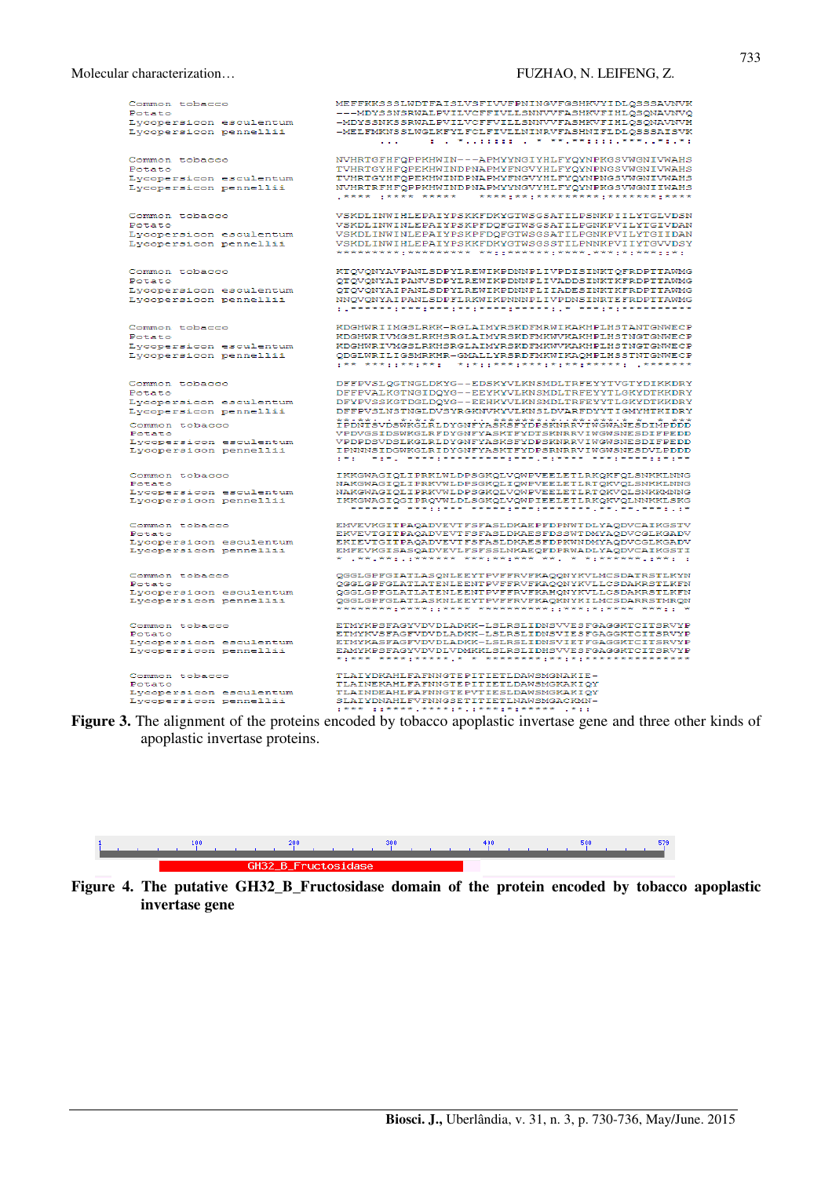**Figure 3.** The alignment of the proteins encoded by tobacco apoplastic invertase gene and three other kinds of apoplastic invertase proteins.

**Figure 4. The putative GH32_B_Fructosidase domain of the protein encoded by tobacco apoplastic invertase gene**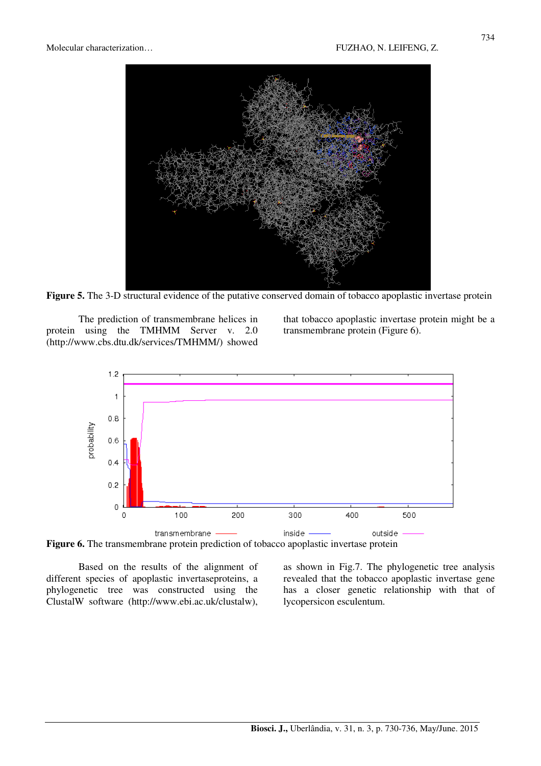**Figure 5.** The 3-D structural evidence of the putative conserved domain of tobacco apoplastic invertase protein

The prediction of transmembrane helices in protein using the TMHMM Server v. 2.0 (http://www.cbs.dtu.dk/services/TMHMM/) showed that tobacco apoplastic invertase protein might be a transmembrane protein (Figure 6).

**Figure 6.** The transmembrane protein prediction of tobacco apoplastic invertase protein

Based on the results of the alignment of different species of apoplastic invertaseproteins, a phylogenetic tree was constructed using the ClustalW software (http://www.ebi.ac.uk/clustalw), as shown in Fig.7. The phylogenetic tree analysis revealed that the tobacco apoplastic invertase gene has a closer genetic relationship with that of lycopersicon esculentum.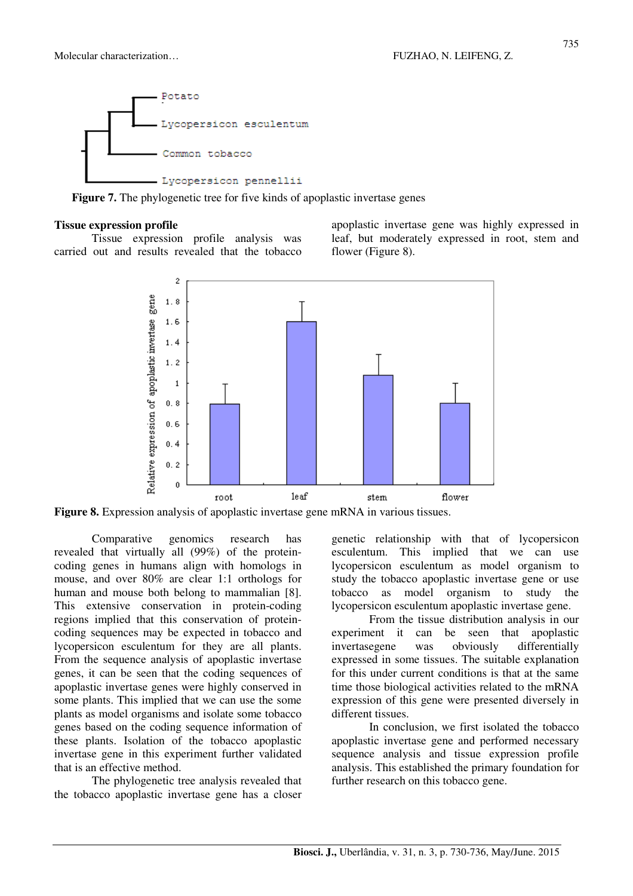**Figure 7.** The phylogenetic tree for five kinds of apoplastic invertase genes

**Tissue expression profile**

Tissue expression profile analysis was carried out and results revealed that the tobacco apoplastic invertase gene was highly expressed in leaf, but moderately expressed in root, stem and flower (Figure 8).

**Figure 8.** Expression analysis of apoplastic invertase gene mRNA in various tissues.

Comparative genomics research has revealed that virtually all (99%) of the protein-coding genes in humans align with homologs in mouse, and over 80% are clear 1:1 orthologs for human and mouse both belong to mammalian [8]. This extensive conservation in protein-coding regions implied that this conservation of protein-coding sequences may be expected in tobacco and lycopersicon esculentum for they are all plants. From the sequence analysis of apoplastic invertase genes, it can be seen that the coding sequences of apoplastic invertase genes were highly conserved in some plants. This implied that we can use the some plants as model organisms and isolate some tobacco genes based on the coding sequence information of these plants. Isolation of the tobacco apoplastic invertase gene in this experiment further validated that is an effective method.

The phylogenetic tree analysis revealed that the tobacco apoplastic invertase gene has a closer genetic relationship with that of lycopersicon esculentum. This implied that we can use lycopersicon esculentum as model organism to study the tobacco apoplastic invertase gene or use tobacco as model organism to study the lycopersicon esculentum apoplastic invertase gene.

From the tissue distribution analysis in our experiment it can be seen that apoplastic invertasegene was obviously differentially expressed in some tissues. The suitable explanation for this under current conditions is that at the same time those biological activities related to the mRNA expression of this gene were presented diversely in different tissues.

In conclusion, we first isolated the tobacco apoplastic invertase gene and performed necessary sequence analysis and tissue expression profile analysis. This established the primary foundation for further research on this tobacco gene.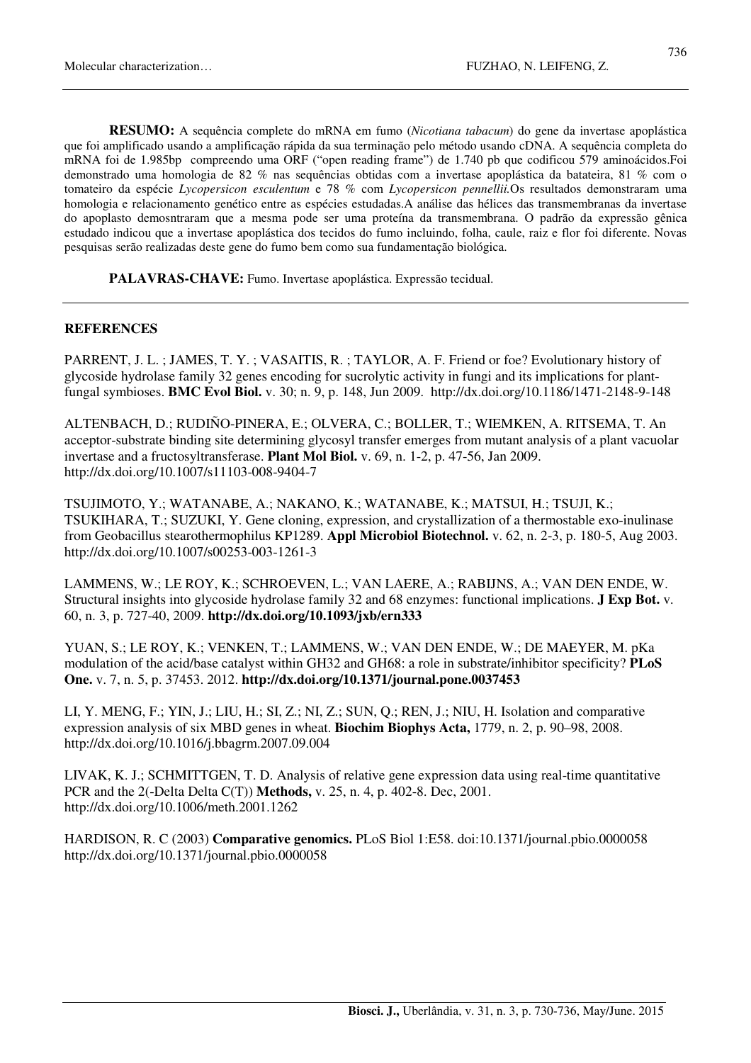**RESUMO:** A sequência complete do mRNA em fumo (*Nicotiana tabacum*) do gene da invertase apoplástica que foi amplificado usando a amplificação rápida da sua terminação pelo método usando cDNA. A sequência completa do mRNA foi de 1.985bp compreendo uma ORF ("open reading frame") de 1.740 pb que codificou 579 aminoácidos.Foi demonstrado uma homologia de 82 % nas sequências obtidas com a invertase apoplástica da batateira, 81 % com o tomateiro da espécie *Lycopersicon esculentum* e 78 % com *Lycopersicon pennellii.*Os resultados demonstraram uma homologia e relacionamento genético entre as espécies estudadas.A análise das hélices das transmembranas da invertase do apoplasto demosntraram que a mesma pode ser uma proteína da transmembrana. O padrão da expressão gênica estudado indicou que a invertase apoplástica dos tecidos do fumo incluindo, folha, caule, raiz e flor foi diferente. Novas pesquisas serão realizadas deste gene do fumo bem como sua fundamentação biológica.

**PALAVRAS-CHAVE:** Fumo. Invertase apoplástica. Expressão tecidual.

## REFERENCES

PARRENT, J. L. ; JAMES, T. Y. ; VASAITIS, R. ; TAYLOR, A. F. Friend or foe? Evolutionary history of glycoside hydrolase family 32 genes encoding for sucrolytic activity in fungi and its implications for plant-fungal symbioses. **BMC Evol Biol.** v. 30; n. 9, p. 148, Jun 2009. http://dx.doi.org/10.1186/1471-2148-9-148

ALTENBACH, D.; RUDIÑO-PINERA, E.; OLVERA, C.; BOLLER, T.; WIEMKEN, A. RITSEMA, T. An acceptor-substrate binding site determining glycosyl transfer emerges from mutant analysis of a plant vacuolar invertase and a fructosyltransferase. **Plant Mol Biol.** v. 69, n. 1-2, p. 47-56, Jan 2009. http://dx.doi.org/10.1007/s11103-008-9404-7

TSUJIMOTO, Y.; WATANABE, A.; NAKANO, K.; WATANABE, K.; MATSUI, H.; TSUJI, K.; TSUKIHARA, T.; SUZUKI, Y. Gene cloning, expression, and crystallization of a thermostable exo-inulinase from Geobacillus stearothermophilus KP1289. **Appl Microbiol Biotechnol.** v. 62, n. 2-3, p. 180-5, Aug 2003. http://dx.doi.org/10.1007/s00253-003-1261-3

LAMMENS, W.; LE ROY, K.; SCHROEVEN, L.; VAN LAERE, A.; RABIJNS, A.; VAN DEN ENDE, W. Structural insights into glycoside hydrolase family 32 and 68 enzymes: functional implications. **J Exp Bot.** v. 60, n. 3, p. 727-40, 2009. **http://dx.doi.org/10.1093/jxb/ern333**

YUAN, S.; LE ROY, K.; VENKEN, T.; LAMMENS, W.; VAN DEN ENDE, W.; DE MAEYER, M. pKa modulation of the acid/base catalyst within GH32 and GH68: a role in substrate/inhibitor specificity? **PLoS One.** v. 7, n. 5, p. 37453. 2012. **http://dx.doi.org/10.1371/journal.pone.0037453**

LI, Y. MENG, F.; YIN, J.; LIU, H.; SI, Z.; NI, Z.; SUN, Q.; REN, J.; NIU, H. Isolation and comparative expression analysis of six MBD genes in wheat. **Biochim Biophys Acta,** 1779, n. 2, p. 90–98, 2008. http://dx.doi.org/10.1016/j.bbagrm.2007.09.004

LIVAK, K. J.; SCHMITTGEN, T. D. Analysis of relative gene expression data using real-time quantitative PCR and the 2(-Delta Delta C(T)) **Methods,** v. 25, n. 4, p. 402-8. Dec, 2001. http://dx.doi.org/10.1006/meth.2001.1262

HARDISON, R. C (2003) **Comparative genomics.** PLoS Biol 1:E58. doi:10.1371/journal.pbio.0000058 http://dx.doi.org/10.1371/journal.pbio.0000058